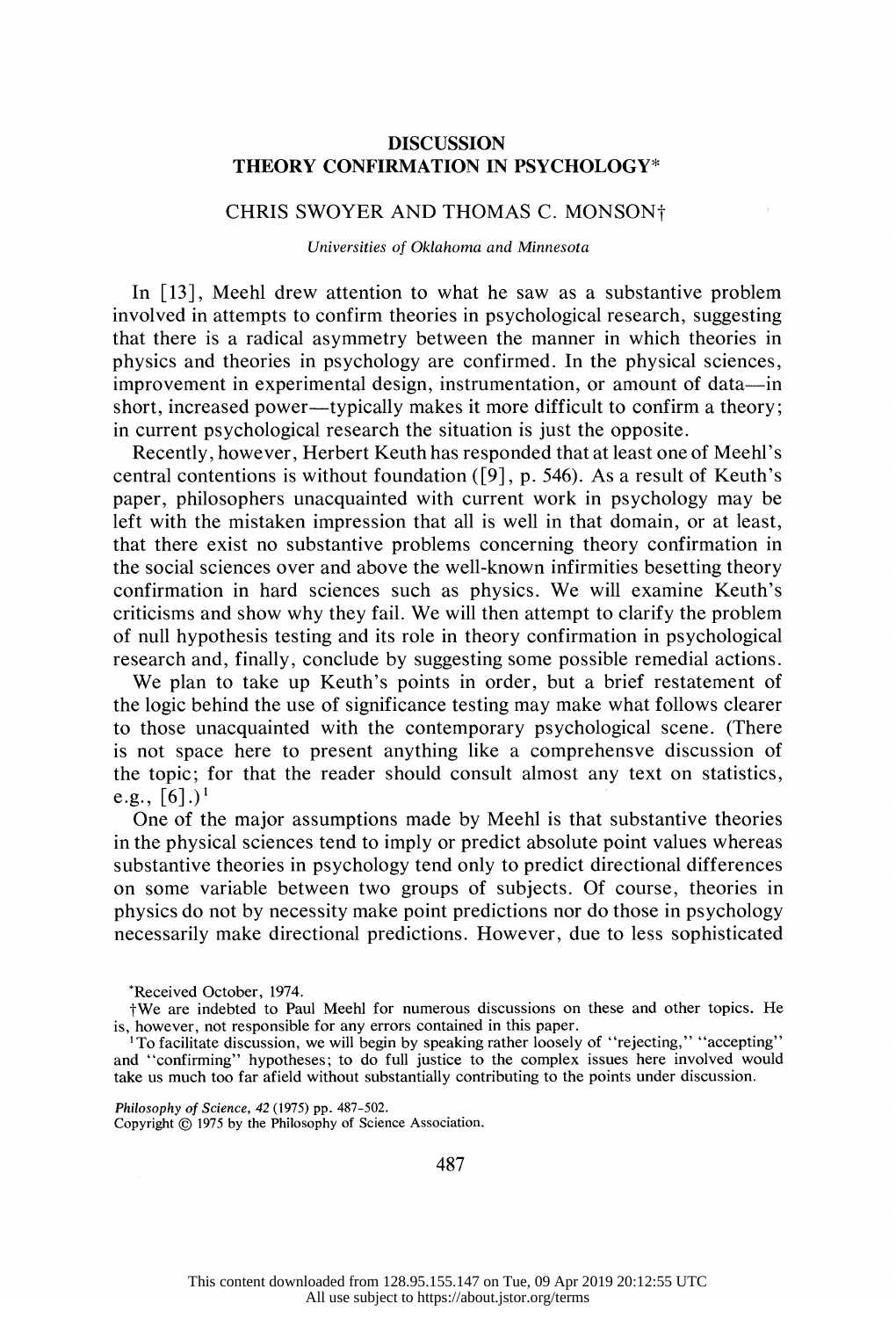# DISCUSSION
# THEORY CONFIRMATION IN PSYCHOLOGY*

## CHRIS SWOYER AND THOMAS C. MONSON†

*Universities of Oklahoma and Minnesota*

In [13], Meehl drew attention to what he saw as a substantive problem involved in attempts to confirm theories in psychological research, suggesting that there is a radical asymmetry between the manner in which theories in physics and theories in psychology are confirmed. In the physical sciences, improvement in experimental design, instrumentation, or amount of data—in short, increased power—typically makes it more difficult to confirm a theory; in current psychological research the situation is just the opposite.

Recently, however, Herbert Keuth has responded that at least one of Meehl's central contentions is without foundation ([9], p. 546). As a result of Keuth's paper, philosophers unacquainted with current work in psychology may be left with the mistaken impression that all is well in that domain, or at least, that there exist no substantive problems concerning theory confirmation in the social sciences over and above the well-known infirmities besetting theory confirmation in hard sciences such as physics. We will examine Keuth's criticisms and show why they fail. We will then attempt to clarify the problem of null hypothesis testing and its role in theory confirmation in psychological research and, finally, conclude by suggesting some possible remedial actions.

We plan to take up Keuth's points in order, but a brief restatement of the logic behind the use of significance testing may make what follows clearer to those unacquainted with the contemporary psychological scene. (There is not space here to present anything like a comprehensve discussion of the topic; for that the reader should consult almost any text on statistics, e.g., [6].)[1]

One of the major assumptions made by Meehl is that substantive theories in the physical sciences tend to imply or predict absolute point values whereas substantive theories in psychology tend only to predict directional differences on some variable between two groups of subjects. Of course, theories in physics do not by necessity make point predictions nor do those in psychology necessarily make directional predictions. However, due to less sophisticated

---

*Received October, 1974.

†We are indebted to Paul Meehl for numerous discussions on these and other topics. He is, however, not responsible for any errors contained in this paper.

[1] To facilitate discussion, we will begin by speaking rather loosely of "rejecting," "accepting" and "confirming" hypotheses; to do full justice to the complex issues here involved would take us much too far afield without substantially contributing to the points under discussion.

*Philosophy of Science*, 42 (1975) pp. 487-502.
Copyright © 1975 by the Philosophy of Science Association.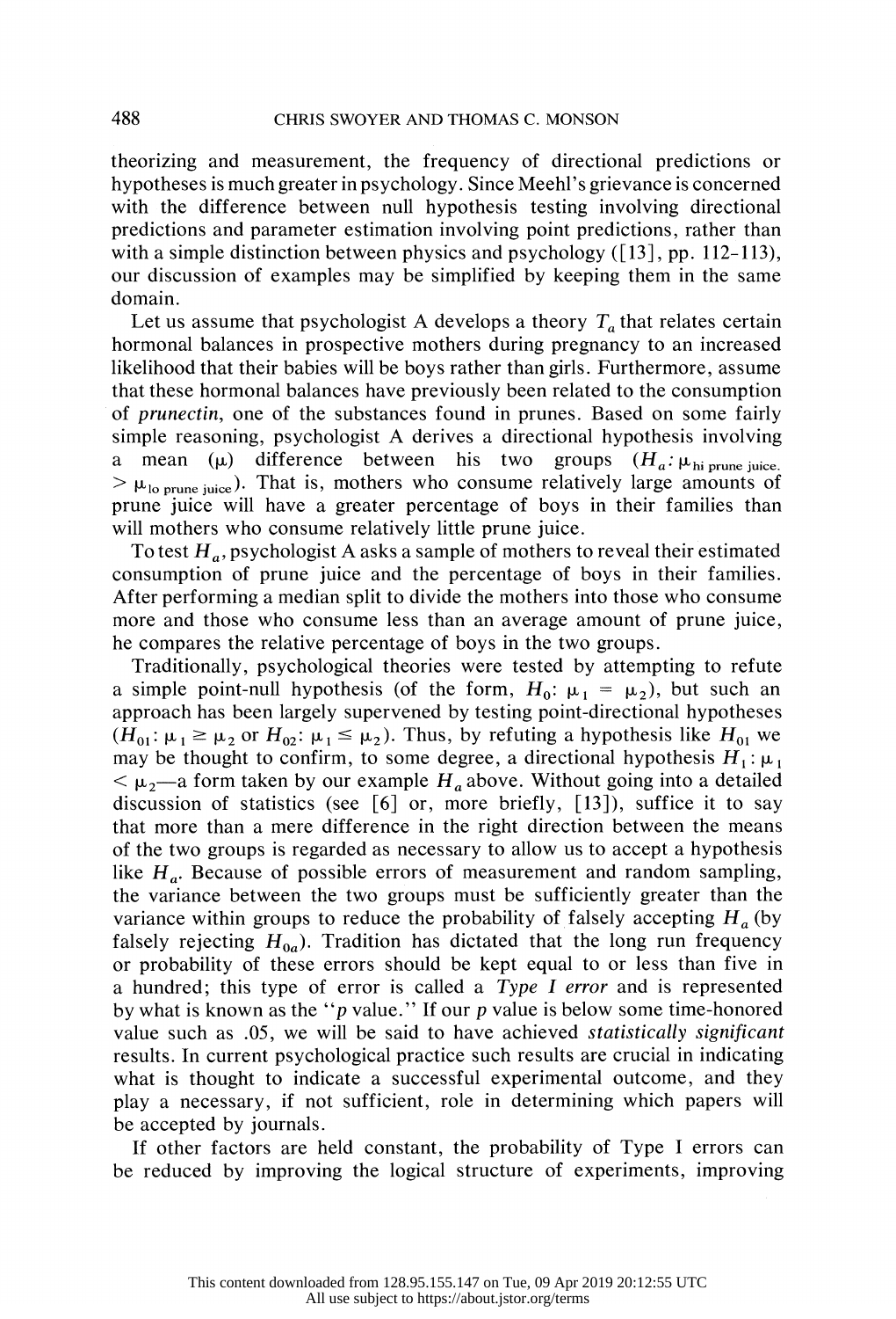theorizing and measurement, the frequency of directional predictions or hypotheses is much greater in psychology. Since Meehl's grievance is concerned with the difference between null hypothesis testing involving directional predictions and parameter estimation involving point predictions, rather than with a simple distinction between physics and psychology ([13], pp. 112-113), our discussion of examples may be simplified by keeping them in the same domain.

Let us assume that psychologist A develops a theory $T_a$ that relates certain hormonal balances in prospective mothers during pregnancy to an increased likelihood that their babies will be boys rather than girls. Furthermore, assume that these hormonal balances have previously been related to the consumption of *prunectin*, one of the substances found in prunes. Based on some fairly simple reasoning, psychologist A derives a directional hypothesis involving a mean ($\mu$) difference between his two groups ($H_a$: $\mu_{\text{hi prune juice.}} > \mu_{\text{lo prune juice}}$). That is, mothers who consume relatively large amounts of prune juice will have a greater percentage of boys in their families than will mothers who consume relatively little prune juice.

To test $H_a$, psychologist A asks a sample of mothers to reveal their estimated consumption of prune juice and the percentage of boys in their families. After performing a median split to divide the mothers into those who consume more and those who consume less than an average amount of prune juice, he compares the relative percentage of boys in the two groups.

Traditionally, psychological theories were tested by attempting to refute a simple point-null hypothesis (of the form, $H_0$: $\mu_1 = \mu_2$), but such an approach has been largely supervened by testing point-directional hypotheses ($H_{01}$: $\mu_1 \geq \mu_2$ or $H_{02}$: $\mu_1 \leq \mu_2$). Thus, by refuting a hypothesis like $H_{01}$ we may be thought to confirm, to some degree, a directional hypothesis $H_1$: $\mu_1 < \mu_2$—a form taken by our example $H_a$ above. Without going into a detailed discussion of statistics (see [6] or, more briefly, [13]), suffice it to say that more than a mere difference in the right direction between the means of the two groups is regarded as necessary to allow us to accept a hypothesis like $H_a$. Because of possible errors of measurement and random sampling, the variance between the two groups must be sufficiently greater than the variance within groups to reduce the probability of falsely accepting $H_a$ (by falsely rejecting $H_{0a}$). Tradition has dictated that the long run frequency or probability of these errors should be kept equal to or less than five in a hundred; this type of error is called a *Type I error* and is represented by what is known as the "*p* value." If our *p* value is below some time-honored value such as .05, we will be said to have achieved *statistically significant* results. In current psychological practice such results are crucial in indicating what is thought to indicate a successful experimental outcome, and they play a necessary, if not sufficient, role in determining which papers will be accepted by journals.

If other factors are held constant, the probability of Type I errors can be reduced by improving the logical structure of experiments, improving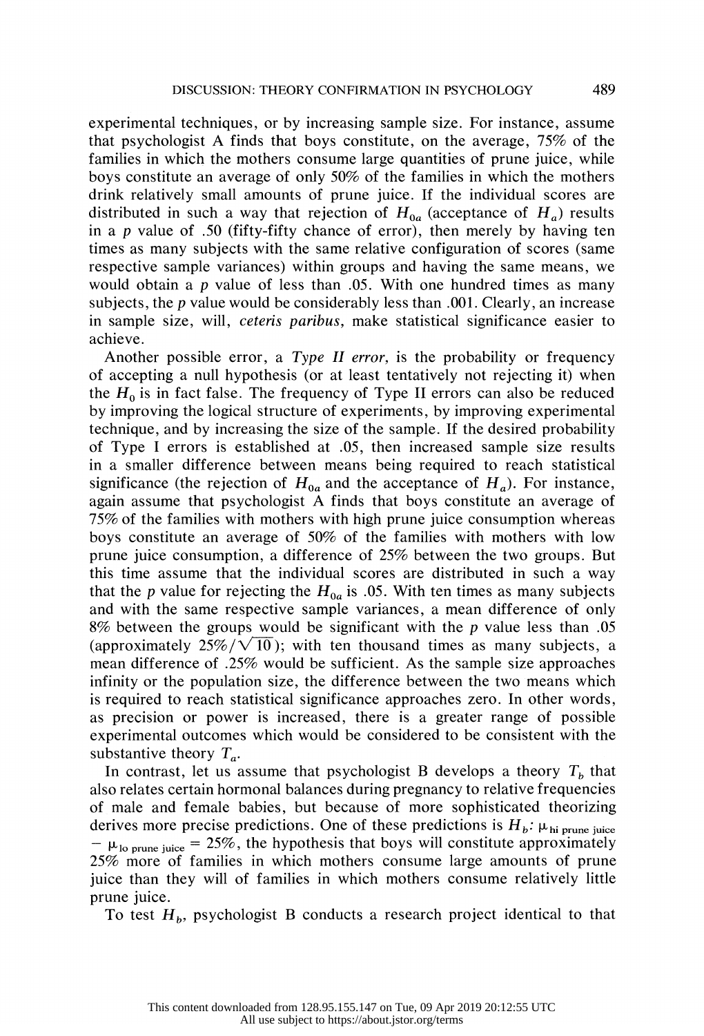experimental techniques, or by increasing sample size. For instance, assume that psychologist A finds that boys constitute, on the average, 75% of the families in which the mothers consume large quantities of prune juice, while boys constitute an average of only 50% of the families in which the mothers drink relatively small amounts of prune juice. If the individual scores are distributed in such a way that rejection of $H_{0a}$ (acceptance of $H_a$) results in a $p$ value of .50 (fifty-fifty chance of error), then merely by having ten times as many subjects with the same relative configuration of scores (same respective sample variances) within groups and having the same means, we would obtain a $p$ value of less than .05. With one hundred times as many subjects, the $p$ value would be considerably less than .001. Clearly, an increase in sample size, will, *ceteris paribus,* make statistical significance easier to achieve.

Another possible error, a *Type II error,* is the probability or frequency of accepting a null hypothesis (or at least tentatively not rejecting it) when the $H_0$ is in fact false. The frequency of Type II errors can also be reduced by improving the logical structure of experiments, by improving experimental technique, and by increasing the size of the sample. If the desired probability of Type I errors is established at .05, then increased sample size results in a smaller difference between means being required to reach statistical significance (the rejection of $H_{0a}$ and the acceptance of $H_a$). For instance, again assume that psychologist A finds that boys constitute an average of 75% of the families with mothers with high prune juice consumption whereas boys constitute an average of 50% of the families with mothers with low prune juice consumption, a difference of 25% between the two groups. But this time assume that the individual scores are distributed in such a way that the $p$ value for rejecting the $H_{0a}$ is .05. With ten times as many subjects and with the same respective sample variances, a mean difference of only 8% between the groups would be significant with the $p$ value less than .05 (approximately $25\%/\sqrt{10}$); with ten thousand times as many subjects, a mean difference of .25% would be sufficient. As the sample size approaches infinity or the population size, the difference between the two means which is required to reach statistical significance approaches zero. In other words, as precision or power is increased, there is a greater range of possible experimental outcomes which would be considered to be consistent with the substantive theory $T_a$.

In contrast, let us assume that psychologist B develops a theory $T_b$ that also relates certain hormonal balances during pregnancy to relative frequencies of male and female babies, but because of more sophisticated theorizing derives more precise predictions. One of these predictions is $H_b$: $\mu_{\text{hi prune juice}} - \mu_{\text{lo prune juice}} = 25\%$, the hypothesis that boys will constitute approximately 25% more of families in which mothers consume large amounts of prune juice than they will of families in which mothers consume relatively little prune juice.

To test $H_b$, psychologist B conducts a research project identical to that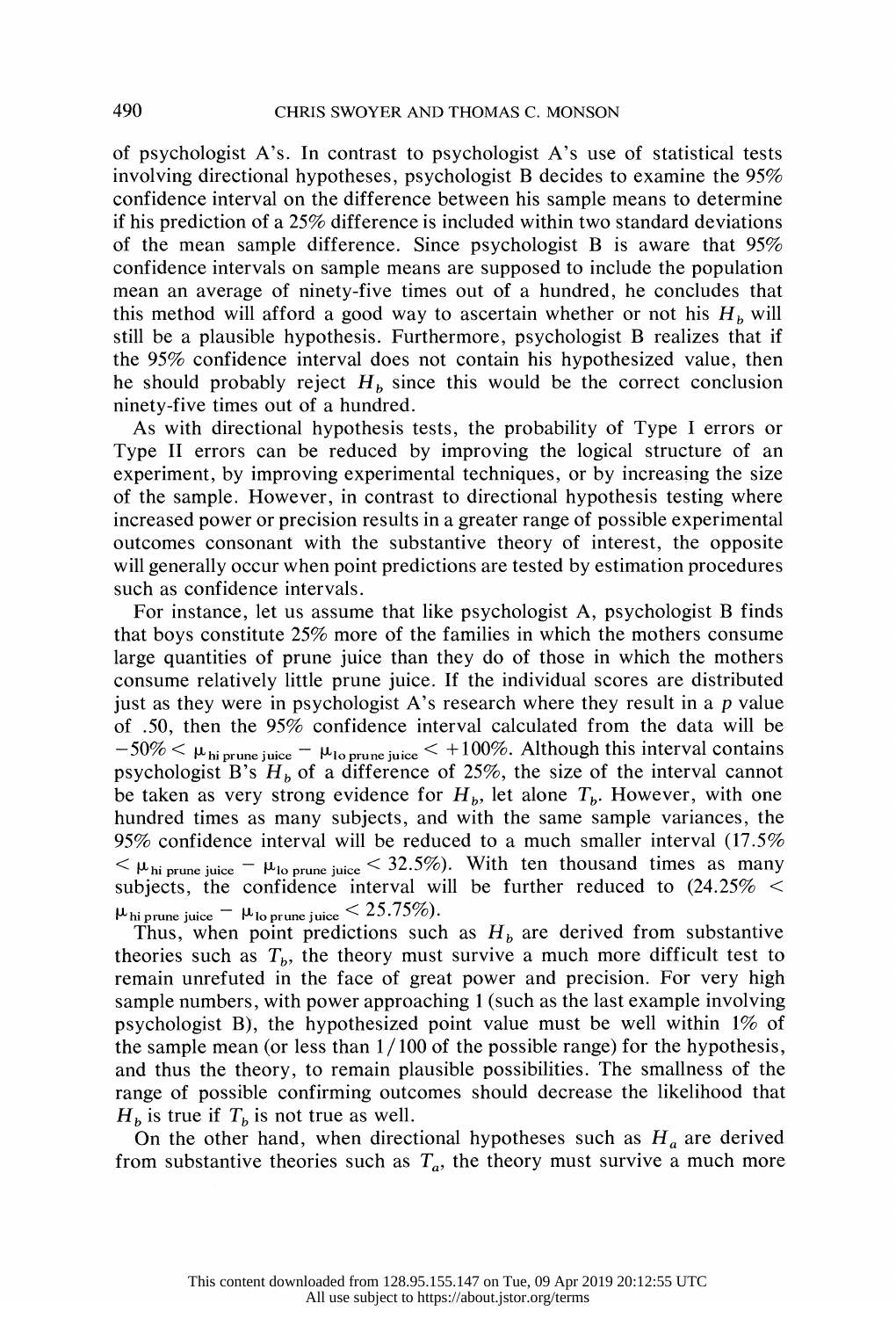of psychologist A's. In contrast to psychologist A's use of statistical tests involving directional hypotheses, psychologist B decides to examine the 95% confidence interval on the difference between his sample means to determine if his prediction of a 25% difference is included within two standard deviations of the mean sample difference. Since psychologist B is aware that 95% confidence intervals on sample means are supposed to include the population mean an average of ninety-five times out of a hundred, he concludes that this method will afford a good way to ascertain whether or not his $H_b$ will still be a plausible hypothesis. Furthermore, psychologist B realizes that if the 95% confidence interval does not contain his hypothesized value, then he should probably reject $H_b$ since this would be the correct conclusion ninety-five times out of a hundred.

As with directional hypothesis tests, the probability of Type I errors or Type II errors can be reduced by improving the logical structure of an experiment, by improving experimental techniques, or by increasing the size of the sample. However, in contrast to directional hypothesis testing where increased power or precision results in a greater range of possible experimental outcomes consonant with the substantive theory of interest, the opposite will generally occur when point predictions are tested by estimation procedures such as confidence intervals.

For instance, let us assume that like psychologist A, psychologist B finds that boys constitute 25% more of the families in which the mothers consume large quantities of prune juice than they do of those in which the mothers consume relatively little prune juice. If the individual scores are distributed just as they were in psychologist A's research where they result in a $p$ value of .50, then the 95% confidence interval calculated from the data will be $-50\% < \mu_{\text{hi prune juice}} - \mu_{\text{lo prune juice}} < +100\%$. Although this interval contains psychologist B's $H_b$ of a difference of 25%, the size of the interval cannot be taken as very strong evidence for $H_b$, let alone $T_b$. However, with one hundred times as many subjects, and with the same sample variances, the 95% confidence interval will be reduced to a much smaller interval ($17.5\% < \mu_{\text{hi prune juice}} - \mu_{\text{lo prune juice}} < 32.5\%$). With ten thousand times as many subjects, the confidence interval will be further reduced to ($24.25\% < \mu_{\text{hi prune juice}} - \mu_{\text{lo prune juice}} < 25.75\%$).

Thus, when point predictions such as $H_b$ are derived from substantive theories such as $T_b$, the theory must survive a much more difficult test to remain unrefuted in the face of great power and precision. For very high sample numbers, with power approaching 1 (such as the last example involving psychologist B), the hypothesized point value must be well within 1% of the sample mean (or less than 1/100 of the possible range) for the hypothesis, and thus the theory, to remain plausible possibilities. The smallness of the range of possible confirming outcomes should decrease the likelihood that $H_b$ is true if $T_b$ is not true as well.

On the other hand, when directional hypotheses such as $H_a$ are derived from substantive theories such as $T_a$, the theory must survive a much more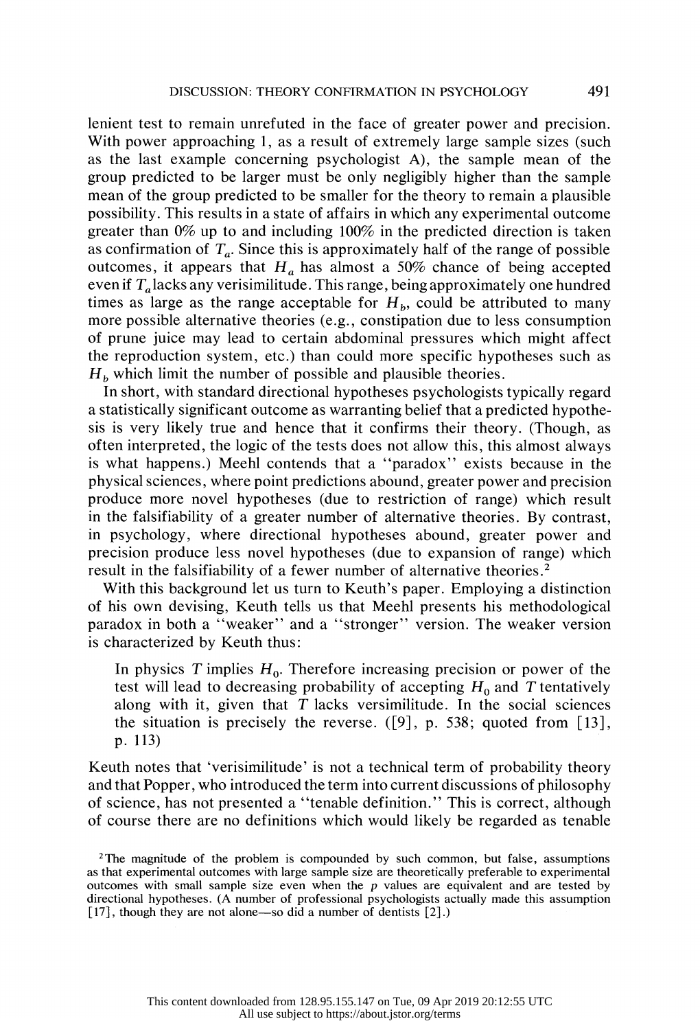lenient test to remain unrefuted in the face of greater power and precision. With power approaching 1, as a result of extremely large sample sizes (such as the last example concerning psychologist A), the sample mean of the group predicted to be larger must be only negligibly higher than the sample mean of the group predicted to be smaller for the theory to remain a plausible possibility. This results in a state of affairs in which any experimental outcome greater than 0% up to and including 100% in the predicted direction is taken as confirmation of $T_a$. Since this is approximately half of the range of possible outcomes, it appears that $H_a$ has almost a 50% chance of being accepted even if $T_a$ lacks any verisimilitude. This range, being approximately one hundred times as large as the range acceptable for $H_b$, could be attributed to many more possible alternative theories (e.g., constipation due to less consumption of prune juice may lead to certain abdominal pressures which might affect the reproduction system, etc.) than could more specific hypotheses such as $H_b$ which limit the number of possible and plausible theories.

In short, with standard directional hypotheses psychologists typically regard a statistically significant outcome as warranting belief that a predicted hypothesis is very likely true and hence that it confirms their theory. (Though, as often interpreted, the logic of the tests does not allow this, this almost always is what happens.) Meehl contends that a "paradox" exists because in the physical sciences, where point predictions abound, greater power and precision produce more novel hypotheses (due to restriction of range) which result in the falsifiability of a greater number of alternative theories. By contrast, in psychology, where directional hypotheses abound, greater power and precision produce less novel hypotheses (due to expansion of range) which result in the falsifiability of a fewer number of alternative theories.[2]

With this background let us turn to Keuth's paper. Employing a distinction of his own devising, Keuth tells us that Meehl presents his methodological paradox in both a "weaker" and a "stronger" version. The weaker version is characterized by Keuth thus:

> In physics $T$ implies $H_0$. Therefore increasing precision or power of the test will lead to decreasing probability of accepting $H_0$ and $T$ tentatively along with it, given that $T$ lacks versimilitude. In the social sciences the situation is precisely the reverse. ([9], p. 538; quoted from [13], p. 113)

Keuth notes that 'verisimilitude' is not a technical term of probability theory and that Popper, who introduced the term into current discussions of philosophy of science, has not presented a "tenable definition." This is correct, although of course there are no definitions which would likely be regarded as tenable

[2]The magnitude of the problem is compounded by such common, but false, assumptions as that experimental outcomes with large sample size are theoretically preferable to experimental outcomes with small sample size even when the $p$ values are equivalent and are tested by directional hypotheses. (A number of professional psychologists actually made this assumption [17], though they are not alone—so did a number of dentists [2].)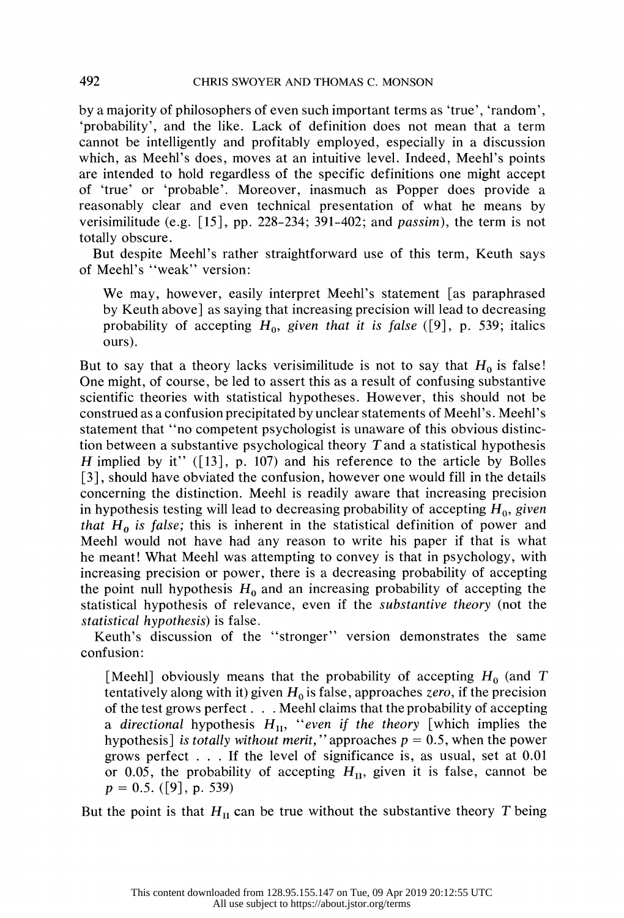by a majority of philosophers of even such important terms as 'true', 'random', 'probability', and the like. Lack of definition does not mean that a term cannot be intelligently and profitably employed, especially in a discussion which, as Meehl's does, moves at an intuitive level. Indeed, Meehl's points are intended to hold regardless of the specific definitions one might accept of 'true' or 'probable'. Moreover, inasmuch as Popper does provide a reasonably clear and even technical presentation of what he means by verisimilitude (e.g. [15], pp. 228-234; 391-402; and *passim*), the term is not totally obscure.

But despite Meehl's rather straightforward use of this term, Keuth says of Meehl's "weak" version:

> We may, however, easily interpret Meehl's statement [as paraphrased by Keuth above] as saying that increasing precision will lead to decreasing probability of accepting $H_0$, *given that it is false* ([9], p. 539; italics ours).

But to say that a theory lacks verisimilitude is not to say that $H_0$ is false! One might, of course, be led to assert this as a result of confusing substantive scientific theories with statistical hypotheses. However, this should not be construed as a confusion precipitated by unclear statements of Meehl's. Meehl's statement that "no competent psychologist is unaware of this obvious distinction between a substantive psychological theory $T$ and a statistical hypothesis $H$ implied by it" ([13], p. 107) and his reference to the article by Bolles [3], should have obviated the confusion, however one would fill in the details concerning the distinction. Meehl is readily aware that increasing precision in hypothesis testing will lead to decreasing probability of accepting $H_0$, *given that $H_0$ is false;* this is inherent in the statistical definition of power and Meehl would not have had any reason to write his paper if that is what he meant! What Meehl was attempting to convey is that in psychology, with increasing precision or power, there is a decreasing probability of accepting the point null hypothesis $H_0$ and an increasing probability of accepting the statistical hypothesis of relevance, even if the *substantive theory* (not the *statistical hypothesis*) is false.

Keuth's discussion of the "stronger" version demonstrates the same confusion:

> [Meehl] obviously means that the probability of accepting $H_0$ (and $T$ tentatively along with it) given $H_0$ is false, approaches *zero*, if the precision of the test grows perfect . . . Meehl claims that the probability of accepting a *directional* hypothesis $H_{II}$, "*even if the theory* [which implies the hypothesis] *is totally without merit,*" approaches $p = 0.5$, when the power grows perfect . . . If the level of significance is, as usual, set at 0.01 or 0.05, the probability of accepting $H_{II}$, given it is false, cannot be $p = 0.5$. ([9], p. 539)

But the point is that $H_{II}$ can be true without the substantive theory $T$ being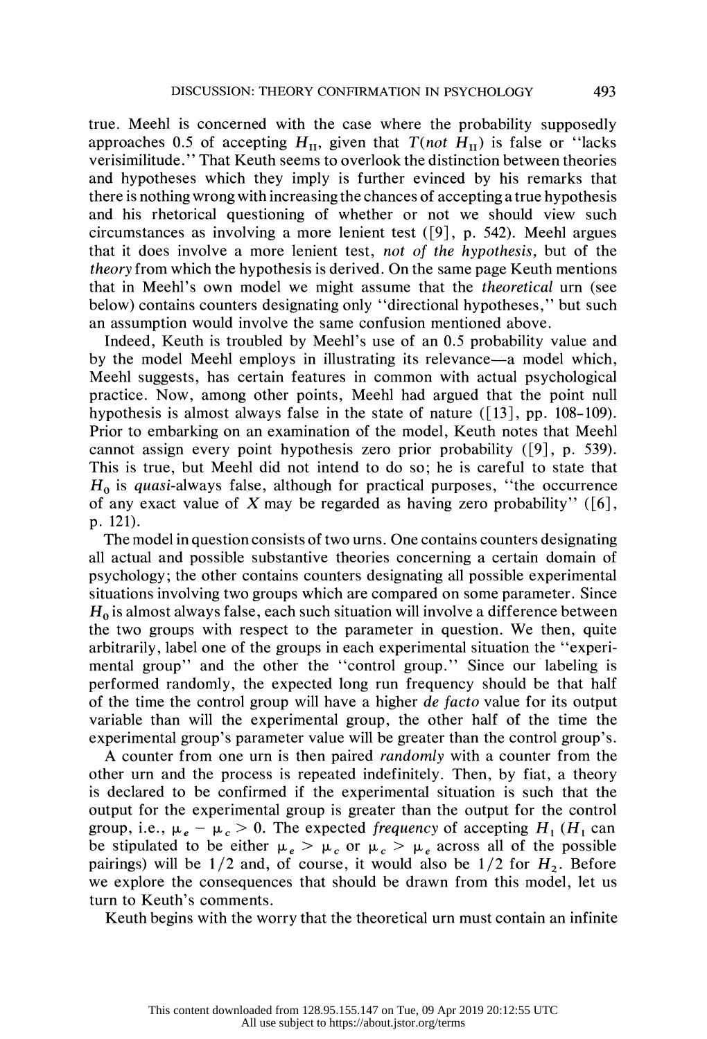true. Meehl is concerned with the case where the probability supposedly approaches 0.5 of accepting $H_{II}$, given that $T(not\ H_{II})$ is false or "lacks verisimilitude." That Keuth seems to overlook the distinction between theories and hypotheses which they imply is further evinced by his remarks that there is nothing wrong with increasing the chances of accepting a true hypothesis and his rhetorical questioning of whether or not we should view such circumstances as involving a more lenient test ([9], p. 542). Meehl argues that it does involve a more lenient test, *not of the hypothesis*, but of the *theory* from which the hypothesis is derived. On the same page Keuth mentions that in Meehl's own model we might assume that the *theoretical* urn (see below) contains counters designating only "directional hypotheses," but such an assumption would involve the same confusion mentioned above.

Indeed, Keuth is troubled by Meehl's use of an 0.5 probability value and by the model Meehl employs in illustrating its relevance—a model which, Meehl suggests, has certain features in common with actual psychological practice. Now, among other points, Meehl had argued that the point null hypothesis is almost always false in the state of nature ([13], pp. 108–109). Prior to embarking on an examination of the model, Keuth notes that Meehl cannot assign every point hypothesis zero prior probability ([9], p. 539). This is true, but Meehl did not intend to do so; he is careful to state that $H_0$ is *quasi*-always false, although for practical purposes, "the occurrence of any exact value of $X$ may be regarded as having zero probability" ([6], p. 121).

The model in question consists of two urns. One contains counters designating all actual and possible substantive theories concerning a certain domain of psychology; the other contains counters designating all possible experimental situations involving two groups which are compared on some parameter. Since $H_0$ is almost always false, each such situation will involve a difference between the two groups with respect to the parameter in question. We then, quite arbitrarily, label one of the groups in each experimental situation the "experimental group" and the other the "control group." Since our labeling is performed randomly, the expected long run frequency should be that half of the time the control group will have a higher *de facto* value for its output variable than will the experimental group, the other half of the time the experimental group's parameter value will be greater than the control group's.

A counter from one urn is then paired *randomly* with a counter from the other urn and the process is repeated indefinitely. Then, by fiat, a theory is declared to be confirmed if the experimental situation is such that the output for the experimental group is greater than the output for the control group, i.e., $\mu_e - \mu_c > 0$. The expected *frequency* of accepting $H_1$ ($H_1$ can be stipulated to be either $\mu_e > \mu_c$ or $\mu_c > \mu_e$ across all of the possible pairings) will be $1/2$ and, of course, it would also be $1/2$ for $H_2$. Before we explore the consequences that should be drawn from this model, let us turn to Keuth's comments.

Keuth begins with the worry that the theoretical urn must contain an infinite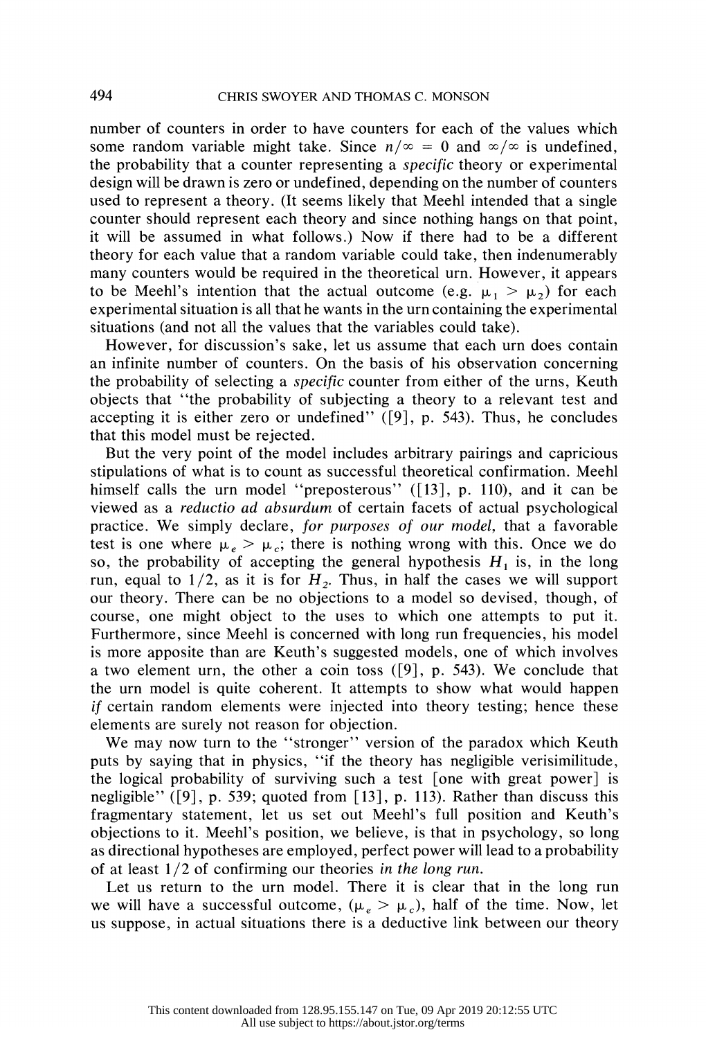number of counters in order to have counters for each of the values which some random variable might take. Since $n/\infty = 0$ and $\infty/\infty$ is undefined, the probability that a counter representing a *specific* theory or experimental design will be drawn is zero or undefined, depending on the number of counters used to represent a theory. (It seems likely that Meehl intended that a single counter should represent each theory and since nothing hangs on that point, it will be assumed in what follows.) Now if there had to be a different theory for each value that a random variable could take, then indenumerably many counters would be required in the theoretical urn. However, it appears to be Meehl's intention that the actual outcome (e.g. $\mu_1 > \mu_2$) for each experimental situation is all that he wants in the urn containing the experimental situations (and not all the values that the variables could take).

However, for discussion's sake, let us assume that each urn does contain an infinite number of counters. On the basis of his observation concerning the probability of selecting a *specific* counter from either of the urns, Keuth objects that "the probability of subjecting a theory to a relevant test and accepting it is either zero or undefined" ([9], p. 543). Thus, he concludes that this model must be rejected.

But the very point of the model includes arbitrary pairings and capricious stipulations of what is to count as successful theoretical confirmation. Meehl himself calls the urn model "preposterous" ([13], p. 110), and it can be viewed as a *reductio ad absurdum* of certain facets of actual psychological practice. We simply declare, *for purposes of our model*, that a favorable test is one where $\mu_e > \mu_c$; there is nothing wrong with this. Once we do so, the probability of accepting the general hypothesis $H_1$ is, in the long run, equal to $1/2$, as it is for $H_2$. Thus, in half the cases we will support our theory. There can be no objections to a model so devised, though, of course, one might object to the uses to which one attempts to put it. Furthermore, since Meehl is concerned with long run frequencies, his model is more apposite than are Keuth's suggested models, one of which involves a two element urn, the other a coin toss ([9], p. 543). We conclude that the urn model is quite coherent. It attempts to show what would happen *if* certain random elements were injected into theory testing; hence these elements are surely not reason for objection.

We may now turn to the "stronger" version of the paradox which Keuth puts by saying that in physics, "if the theory has negligible verisimilitude, the logical probability of surviving such a test [one with great power] is negligible" ([9], p. 539; quoted from [13], p. 113). Rather than discuss this fragmentary statement, let us set out Meehl's full position and Keuth's objections to it. Meehl's position, we believe, is that in psychology, so long as directional hypotheses are employed, perfect power will lead to a probability of at least $1/2$ of confirming our theories *in the long run*.

Let us return to the urn model. There it is clear that in the long run we will have a successful outcome, ($\mu_e > \mu_c$), half of the time. Now, let us suppose, in actual situations there is a deductive link between our theory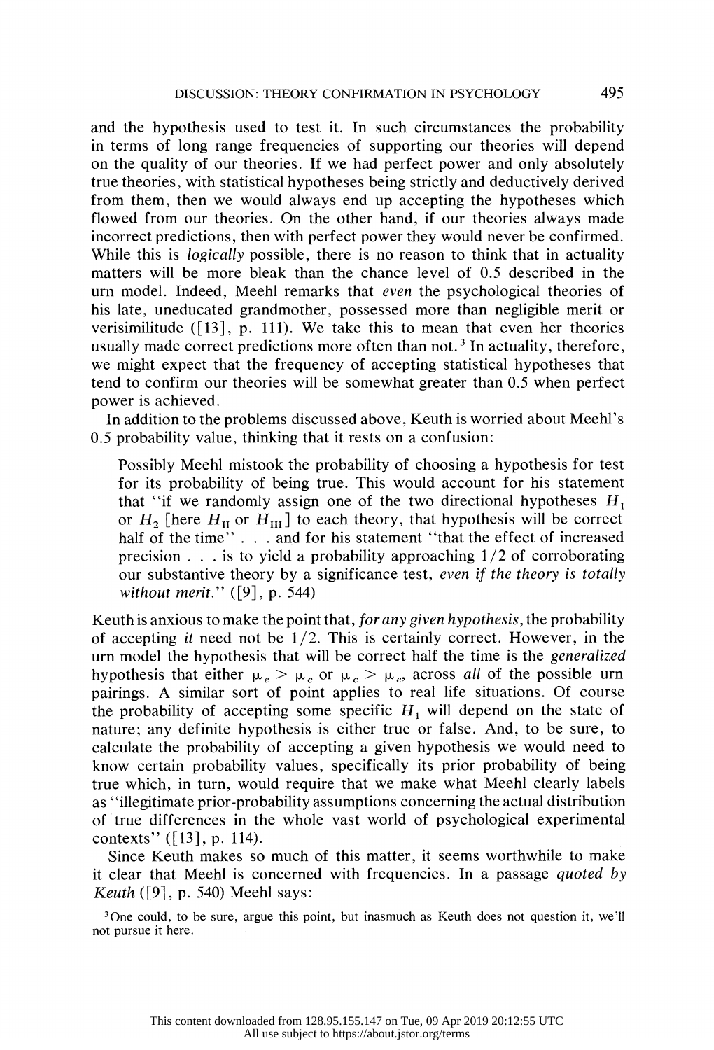and the hypothesis used to test it. In such circumstances the probability in terms of long range frequencies of supporting our theories will depend on the quality of our theories. If we had perfect power and only absolutely true theories, with statistical hypotheses being strictly and deductively derived from them, then we would always end up accepting the hypotheses which flowed from our theories. On the other hand, if our theories always made incorrect predictions, then with perfect power they would never be confirmed. While this is *logically* possible, there is no reason to think that in actuality matters will be more bleak than the chance level of 0.5 described in the urn model. Indeed, Meehl remarks that *even* the psychological theories of his late, uneducated grandmother, possessed more than negligible merit or verisimilitude ([13], p. 111). We take this to mean that even her theories usually made correct predictions more often than not.[3] In actuality, therefore, we might expect that the frequency of accepting statistical hypotheses that tend to confirm our theories will be somewhat greater than 0.5 when perfect power is achieved.

In addition to the problems discussed above, Keuth is worried about Meehl's 0.5 probability value, thinking that it rests on a confusion:

> Possibly Meehl mistook the probability of choosing a hypothesis for test for its probability of being true. This would account for his statement that "if we randomly assign one of the two directional hypotheses $H_1$ or $H_2$ [here $H_{II}$ or $H_{III}$] to each theory, that hypothesis will be correct half of the time" . . . and for his statement "that the effect of increased precision . . . is to yield a probability approaching 1/2 of corroborating our substantive theory by a significance test, *even if the theory is totally without merit.*" ([9], p. 544)

Keuth is anxious to make the point that, *for any given hypothesis*, the probability of accepting *it* need not be 1/2. This is certainly correct. However, in the urn model the hypothesis that will be correct half the time is the *generalized* hypothesis that either $\mu_e > \mu_c$ or $\mu_c > \mu_e$, across *all* of the possible urn pairings. A similar sort of point applies to real life situations. Of course the probability of accepting some specific $H_1$ will depend on the state of nature; any definite hypothesis is either true or false. And, to be sure, to calculate the probability of accepting a given hypothesis we would need to know certain probability values, specifically its prior probability of being true which, in turn, would require that we make what Meehl clearly labels as "illegitimate prior-probability assumptions concerning the actual distribution of true differences in the whole vast world of psychological experimental contexts" ([13], p. 114).

Since Keuth makes so much of this matter, it seems worthwhile to make it clear that Meehl is concerned with frequencies. In a passage *quoted by Keuth* ([9], p. 540) Meehl says:

[3] One could, to be sure, argue this point, but inasmuch as Keuth does not question it, we'll not pursue it here.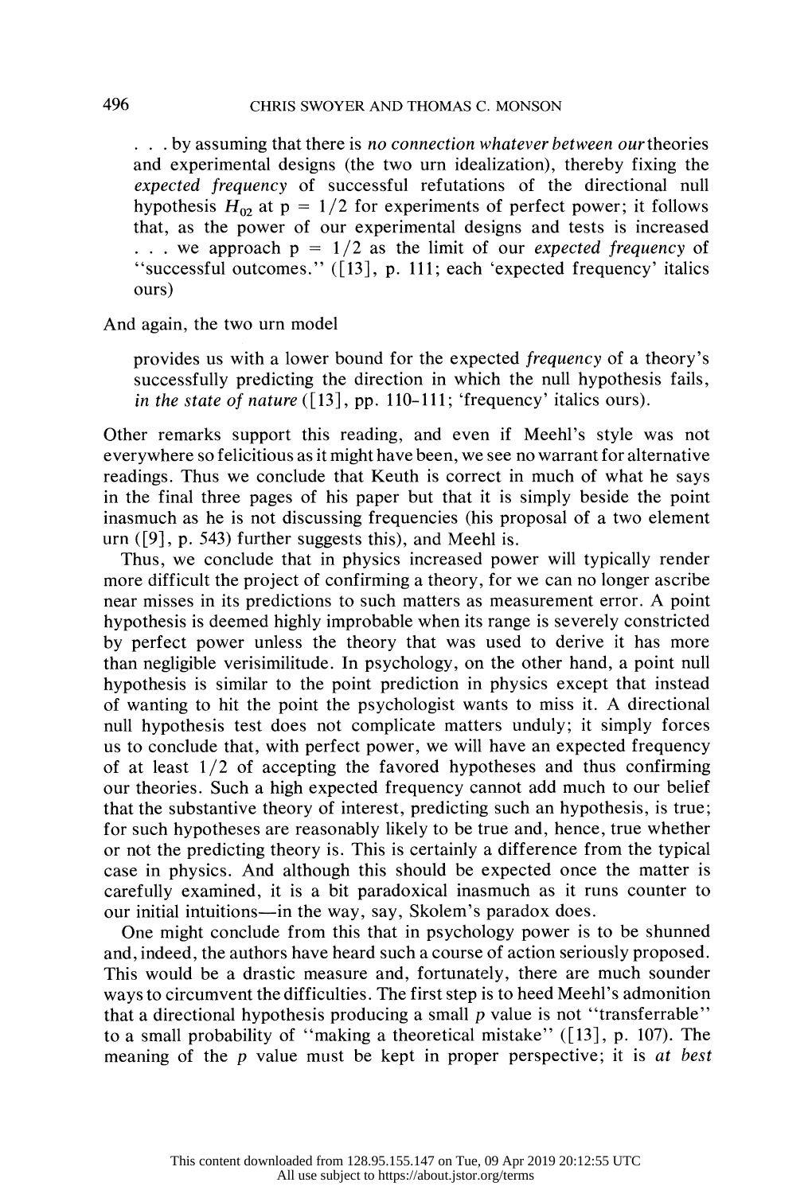> . . . by assuming that there is *no connection whatever between our* theories and experimental designs (the two urn idealization), thereby fixing the *expected frequency* of successful refutations of the directional null hypothesis $H_{02}$ at $p = 1/2$ for experiments of perfect power; it follows that, as the power of our experimental designs and tests is increased . . . we approach $p = 1/2$ as the limit of our *expected frequency* of "successful outcomes." ([13], p. 111; each 'expected frequency' italics ours)

And again, the two urn model

> provides us with a lower bound for the expected *frequency* of a theory's successfully predicting the direction in which the null hypothesis fails, *in the state of nature* ([13], pp. 110–111; 'frequency' italics ours).

Other remarks support this reading, and even if Meehl's style was not everywhere so felicitious as it might have been, we see no warrant for alternative readings. Thus we conclude that Keuth is correct in much of what he says in the final three pages of his paper but that it is simply beside the point inasmuch as he is not discussing frequencies (his proposal of a two element urn ([9], p. 543) further suggests this), and Meehl is.

Thus, we conclude that in physics increased power will typically render more difficult the project of confirming a theory, for we can no longer ascribe near misses in its predictions to such matters as measurement error. A point hypothesis is deemed highly improbable when its range is severely constricted by perfect power unless the theory that was used to derive it has more than negligible verisimilitude. In psychology, on the other hand, a point null hypothesis is similar to the point prediction in physics except that instead of wanting to hit the point the psychologist wants to miss it. A directional null hypothesis test does not complicate matters unduly; it simply forces us to conclude that, with perfect power, we will have an expected frequency of at least $1/2$ of accepting the favored hypotheses and thus confirming our theories. Such a high expected frequency cannot add much to our belief that the substantive theory of interest, predicting such an hypothesis, is true; for such hypotheses are reasonably likely to be true and, hence, true whether or not the predicting theory is. This is certainly a difference from the typical case in physics. And although this should be expected once the matter is carefully examined, it is a bit paradoxical inasmuch as it runs counter to our initial intuitions—in the way, say, Skolem's paradox does.

One might conclude from this that in psychology power is to be shunned and, indeed, the authors have heard such a course of action seriously proposed. This would be a drastic measure and, fortunately, there are much sounder ways to circumvent the difficulties. The first step is to heed Meehl's admonition that a directional hypothesis producing a small $p$ value is not "transferrable" to a small probability of "making a theoretical mistake" ([13], p. 107). The meaning of the $p$ value must be kept in proper perspective; it is *at best*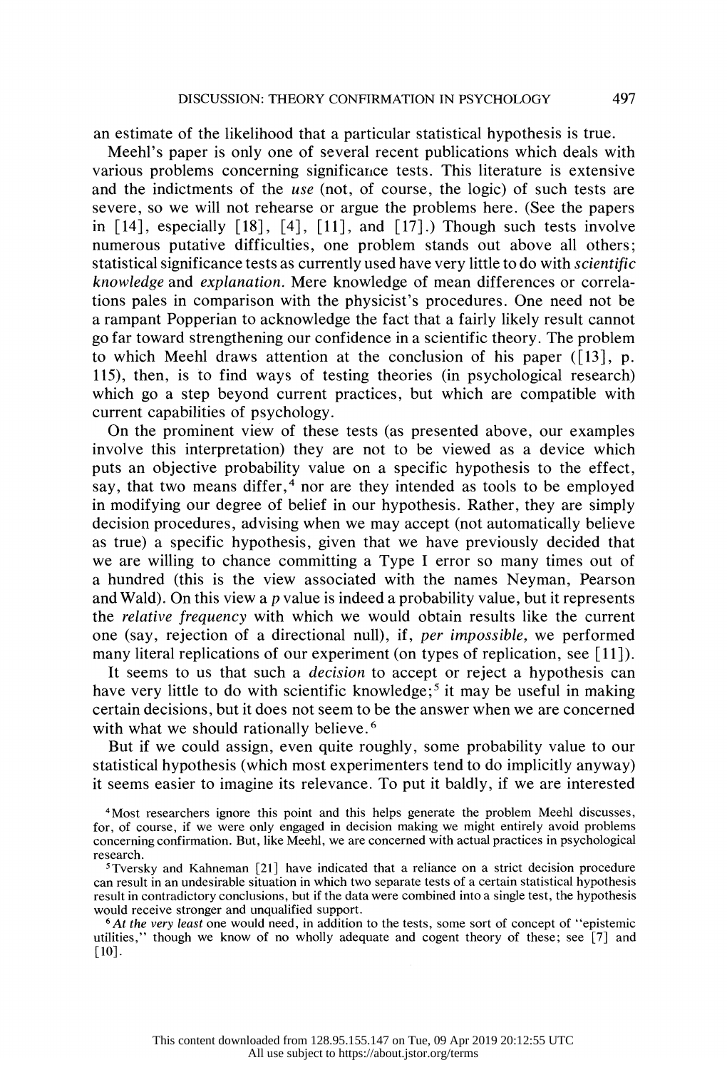an estimate of the likelihood that a particular statistical hypothesis is true.

Meehl's paper is only one of several recent publications which deals with various problems concerning significance tests. This literature is extensive and the indictments of the *use* (not, of course, the logic) of such tests are severe, so we will not rehearse or argue the problems here. (See the papers in [14], especially [18], [4], [11], and [17].) Though such tests involve numerous putative difficulties, one problem stands out above all others; statistical significance tests as currently used have very little to do with *scientific knowledge* and *explanation*. Mere knowledge of mean differences or correlations pales in comparison with the physicist's procedures. One need not be a rampant Popperian to acknowledge the fact that a fairly likely result cannot go far toward strengthening our confidence in a scientific theory. The problem to which Meehl draws attention at the conclusion of his paper ([13], p. 115), then, is to find ways of testing theories (in psychological research) which go a step beyond current practices, but which are compatible with current capabilities of psychology.

On the prominent view of these tests (as presented above, our examples involve this interpretation) they are not to be viewed as a device which puts an objective probability value on a specific hypothesis to the effect, say, that two means differ,[4] nor are they intended as tools to be employed in modifying our degree of belief in our hypothesis. Rather, they are simply decision procedures, advising when we may accept (not automatically believe as true) a specific hypothesis, given that we have previously decided that we are willing to chance committing a Type I error so many times out of a hundred (this is the view associated with the names Neyman, Pearson and Wald). On this view a $p$ value is indeed a probability value, but it represents the *relative frequency* with which we would obtain results like the current one (say, rejection of a directional null), if, *per impossible*, we performed many literal replications of our experiment (on types of replication, see [11]).

It seems to us that such a *decision* to accept or reject a hypothesis can have very little to do with scientific knowledge;[5] it may be useful in making certain decisions, but it does not seem to be the answer when we are concerned with what we should rationally believe.[6]

But if we could assign, even quite roughly, some probability value to our statistical hypothesis (which most experimenters tend to do implicitly anyway) it seems easier to imagine its relevance. To put it baldly, if we are interested

[4] Most researchers ignore this point and this helps generate the problem Meehl discusses, for, of course, if we were only engaged in decision making we might entirely avoid problems concerning confirmation. But, like Meehl, we are concerned with actual practices in psychological research.

[5] Tversky and Kahneman [21] have indicated that a reliance on a strict decision procedure can result in an undesirable situation in which two separate tests of a certain statistical hypothesis result in contradictory conclusions, but if the data were combined into a single test, the hypothesis would receive stronger and unqualified support.

[6] *At the very least* one would need, in addition to the tests, some sort of concept of "epistemic utilities," though we know of no wholly adequate and cogent theory of these; see [7] and [10].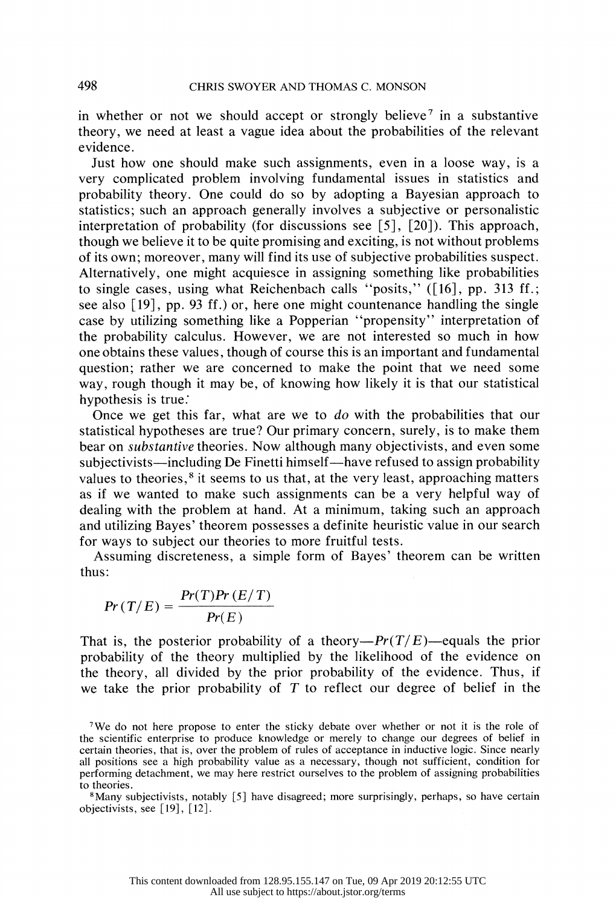in whether or not we should accept or strongly believe[7] in a substantive theory, we need at least a vague idea about the probabilities of the relevant evidence.

Just how one should make such assignments, even in a loose way, is a very complicated problem involving fundamental issues in statistics and probability theory. One could do so by adopting a Bayesian approach to statistics; such an approach generally involves a subjective or personalistic interpretation of probability (for discussions see [5], [20]). This approach, though we believe it to be quite promising and exciting, is not without problems of its own; moreover, many will find its use of subjective probabilities suspect. Alternatively, one might acquiesce in assigning something like probabilities to single cases, using what Reichenbach calls "posits," ([16], pp. 313 ff.; see also [19], pp. 93 ff.) or, here one might countenance handling the single case by utilizing something like a Popperian "propensity" interpretation of the probability calculus. However, we are not interested so much in how one obtains these values, though of course this is an important and fundamental question; rather we are concerned to make the point that we need some way, rough though it may be, of knowing how likely it is that our statistical hypothesis is true.

Once we get this far, what are we to *do* with the probabilities that our statistical hypotheses are true? Our primary concern, surely, is to make them bear on *substantive* theories. Now although many objectivists, and even some subjectivists—including De Finetti himself—have refused to assign probability values to theories,[8] it seems to us that, at the very least, approaching matters as if we wanted to make such assignments can be a very helpful way of dealing with the problem at hand. At a minimum, taking such an approach and utilizing Bayes' theorem possesses a definite heuristic value in our search for ways to subject our theories to more fruitful tests.

Assuming discreteness, a simple form of Bayes' theorem can be written thus:

$$Pr(T/E) = \frac{Pr(T)Pr(E/T)}{Pr(E)}$$

That is, the posterior probability of a theory—$Pr(T/E)$—equals the prior probability of the theory multiplied by the likelihood of the evidence on the theory, all divided by the prior probability of the evidence. Thus, if we take the prior probability of $T$ to reflect our degree of belief in the

[7] We do not here propose to enter the sticky debate over whether or not it is the role of the scientific enterprise to produce knowledge or merely to change our degrees of belief in certain theories, that is, over the problem of rules of acceptance in inductive logic. Since nearly all positions see a high probability value as a necessary, though not sufficient, condition for performing detachment, we may here restrict ourselves to the problem of assigning probabilities to theories.

[8] Many subjectivists, notably [5] have disagreed; more surprisingly, perhaps, so have certain objectivists, see [19], [12].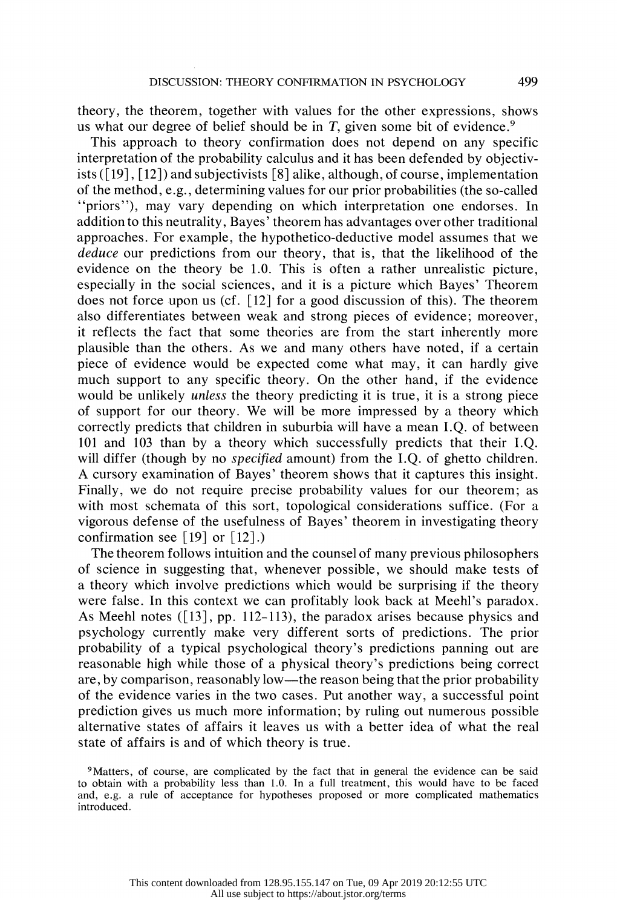theory, the theorem, together with values for the other expressions, shows us what our degree of belief should be in *T*, given some bit of evidence.[9]

This approach to theory confirmation does not depend on any specific interpretation of the probability calculus and it has been defended by objectivists ([19], [12]) and subjectivists [8] alike, although, of course, implementation of the method, e.g., determining values for our prior probabilities (the so-called "priors"), may vary depending on which interpretation one endorses. In addition to this neutrality, Bayes' theorem has advantages over other traditional approaches. For example, the hypothetico-deductive model assumes that we *deduce* our predictions from our theory, that is, that the likelihood of the evidence on the theory be 1.0. This is often a rather unrealistic picture, especially in the social sciences, and it is a picture which Bayes' Theorem does not force upon us (cf. [12] for a good discussion of this). The theorem also differentiates between weak and strong pieces of evidence; moreover, it reflects the fact that some theories are from the start inherently more plausible than the others. As we and many others have noted, if a certain piece of evidence would be expected come what may, it can hardly give much support to any specific theory. On the other hand, if the evidence would be unlikely *unless* the theory predicting it is true, it is a strong piece of support for our theory. We will be more impressed by a theory which correctly predicts that children in suburbia will have a mean I.Q. of between 101 and 103 than by a theory which successfully predicts that their I.Q. will differ (though by no *specified* amount) from the I.Q. of ghetto children. A cursory examination of Bayes' theorem shows that it captures this insight. Finally, we do not require precise probability values for our theorem; as with most schemata of this sort, topological considerations suffice. (For a vigorous defense of the usefulness of Bayes' theorem in investigating theory confirmation see [19] or [12].)

The theorem follows intuition and the counsel of many previous philosophers of science in suggesting that, whenever possible, we should make tests of a theory which involve predictions which would be surprising if the theory were false. In this context we can profitably look back at Meehl's paradox. As Meehl notes ([13], pp. 112–113), the paradox arises because physics and psychology currently make very different sorts of predictions. The prior probability of a typical psychological theory's predictions panning out are reasonable high while those of a physical theory's predictions being correct are, by comparison, reasonably low—the reason being that the prior probability of the evidence varies in the two cases. Put another way, a successful point prediction gives us much more information; by ruling out numerous possible alternative states of affairs it leaves us with a better idea of what the real state of affairs is and of which theory is true.

[9] Matters, of course, are complicated by the fact that in general the evidence can be said to obtain with a probability less than 1.0. In a full treatment, this would have to be faced and, e.g. a rule of acceptance for hypotheses proposed or more complicated mathematics introduced.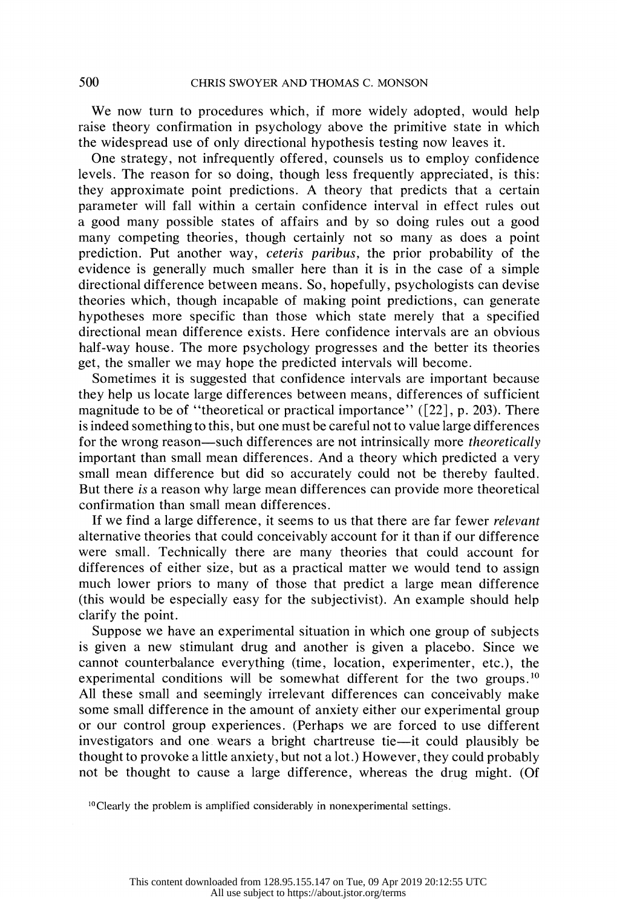We now turn to procedures which, if more widely adopted, would help raise theory confirmation in psychology above the primitive state in which the widespread use of only directional hypothesis testing now leaves it.

One strategy, not infrequently offered, counsels us to employ confidence levels. The reason for so doing, though less frequently appreciated, is this: they approximate point predictions. A theory that predicts that a certain parameter will fall within a certain confidence interval in effect rules out a good many possible states of affairs and by so doing rules out a good many competing theories, though certainly not so many as does a point prediction. Put another way, *ceteris paribus*, the prior probability of the evidence is generally much smaller here than it is in the case of a simple directional difference between means. So, hopefully, psychologists can devise theories which, though incapable of making point predictions, can generate hypotheses more specific than those which state merely that a specified directional mean difference exists. Here confidence intervals are an obvious half-way house. The more psychology progresses and the better its theories get, the smaller we may hope the predicted intervals will become.

Sometimes it is suggested that confidence intervals are important because they help us locate large differences between means, differences of sufficient magnitude to be of "theoretical or practical importance" ([22], p. 203). There is indeed something to this, but one must be careful not to value large differences for the wrong reason—such differences are not intrinsically more *theoretically* important than small mean differences. And a theory which predicted a very small mean difference but did so accurately could not be thereby faulted. But there *is* a reason why large mean differences can provide more theoretical confirmation than small mean differences.

If we find a large difference, it seems to us that there are far fewer *relevant* alternative theories that could conceivably account for it than if our difference were small. Technically there are many theories that could account for differences of either size, but as a practical matter we would tend to assign much lower priors to many of those that predict a large mean difference (this would be especially easy for the subjectivist). An example should help clarify the point.

Suppose we have an experimental situation in which one group of subjects is given a new stimulant drug and another is given a placebo. Since we cannot counterbalance everything (time, location, experimenter, etc.), the experimental conditions will be somewhat different for the two groups.[10] All these small and seemingly irrelevant differences can conceivably make some small difference in the amount of anxiety either our experimental group or our control group experiences. (Perhaps we are forced to use different investigators and one wears a bright chartreuse tie—it could plausibly be thought to provoke a little anxiety, but not a lot.) However, they could probably not be thought to cause a large difference, whereas the drug might. (Of

[10] Clearly the problem is amplified considerably in nonexperimental settings.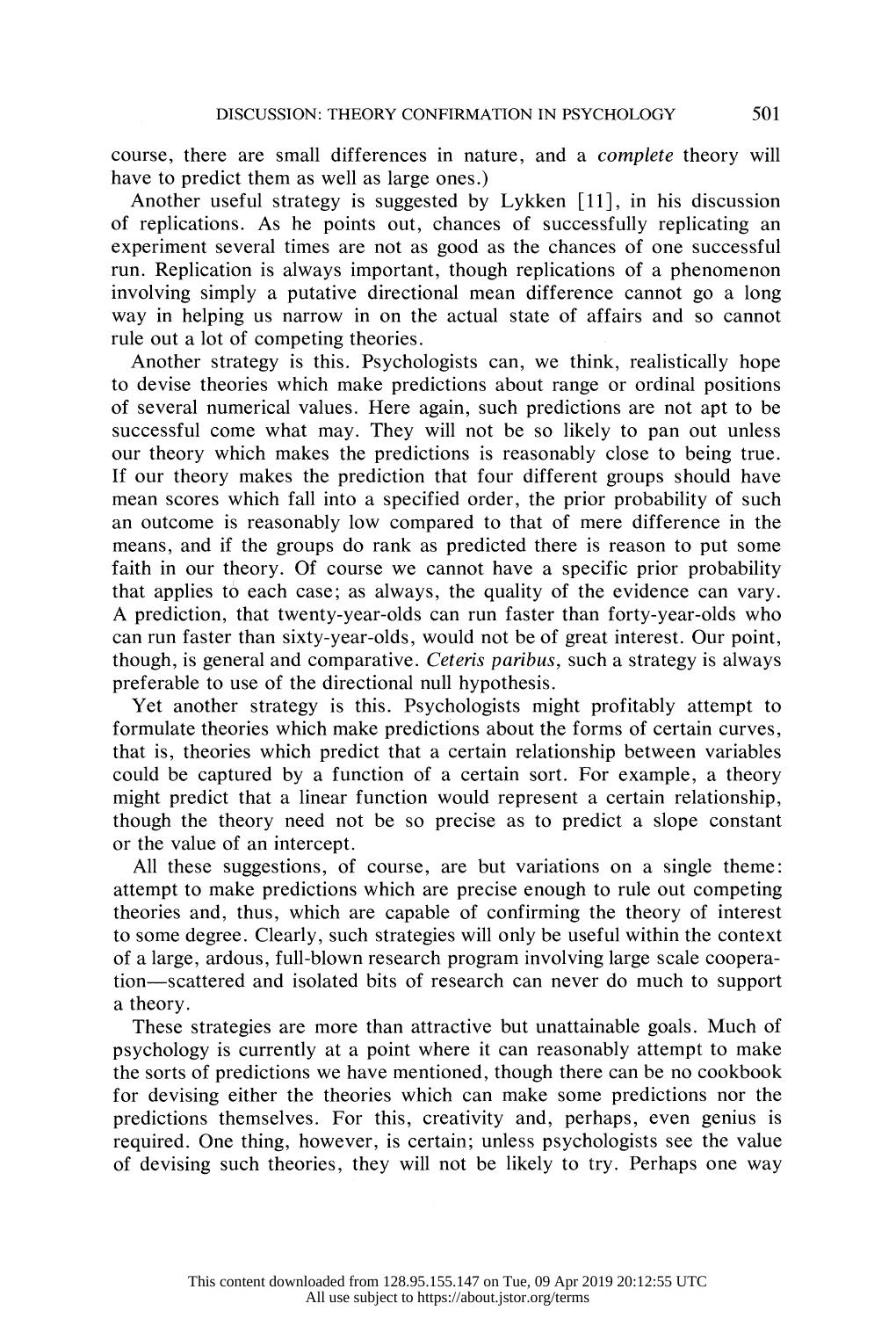course, there are small differences in nature, and a *complete* theory will have to predict them as well as large ones.)

Another useful strategy is suggested by Lykken [11], in his discussion of replications. As he points out, chances of successfully replicating an experiment several times are not as good as the chances of one successful run. Replication is always important, though replications of a phenomenon involving simply a putative directional mean difference cannot go a long way in helping us narrow in on the actual state of affairs and so cannot rule out a lot of competing theories.

Another strategy is this. Psychologists can, we think, realistically hope to devise theories which make predictions about range or ordinal positions of several numerical values. Here again, such predictions are not apt to be successful come what may. They will not be so likely to pan out unless our theory which makes the predictions is reasonably close to being true. If our theory makes the prediction that four different groups should have mean scores which fall into a specified order, the prior probability of such an outcome is reasonably low compared to that of mere difference in the means, and if the groups do rank as predicted there is reason to put some faith in our theory. Of course we cannot have a specific prior probability that applies to each case; as always, the quality of the evidence can vary. A prediction, that twenty-year-olds can run faster than forty-year-olds who can run faster than sixty-year-olds, would not be of great interest. Our point, though, is general and comparative. *Ceteris paribus*, such a strategy is always preferable to use of the directional null hypothesis.

Yet another strategy is this. Psychologists might profitably attempt to formulate theories which make predictions about the forms of certain curves, that is, theories which predict that a certain relationship between variables could be captured by a function of a certain sort. For example, a theory might predict that a linear function would represent a certain relationship, though the theory need not be so precise as to predict a slope constant or the value of an intercept.

All these suggestions, of course, are but variations on a single theme: attempt to make predictions which are precise enough to rule out competing theories and, thus, which are capable of confirming the theory of interest to some degree. Clearly, such strategies will only be useful within the context of a large, ardous, full-blown research program involving large scale cooperation—scattered and isolated bits of research can never do much to support a theory.

These strategies are more than attractive but unattainable goals. Much of psychology is currently at a point where it can reasonably attempt to make the sorts of predictions we have mentioned, though there can be no cookbook for devising either the theories which can make some predictions nor the predictions themselves. For this, creativity and, perhaps, even genius is required. One thing, however, is certain; unless psychologists see the value of devising such theories, they will not be likely to try. Perhaps one way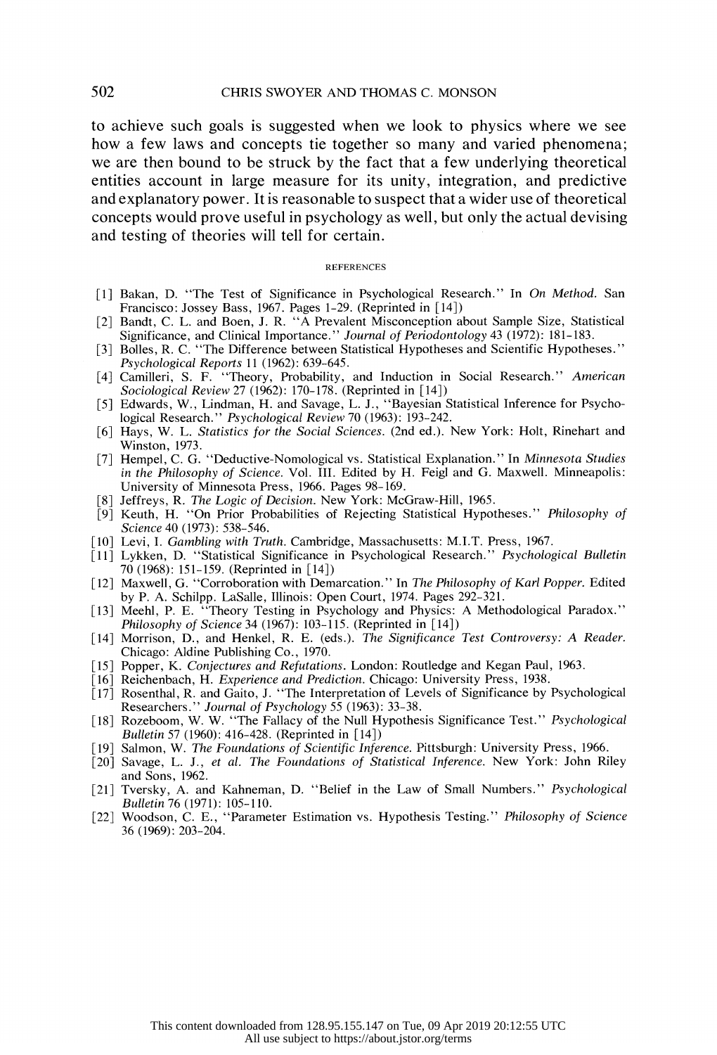to achieve such goals is suggested when we look to physics where we see how a few laws and concepts tie together so many and varied phenomena; we are then bound to be struck by the fact that a few underlying theoretical entities account in large measure for its unity, integration, and predictive and explanatory power. It is reasonable to suspect that a wider use of theoretical concepts would prove useful in psychology as well, but only the actual devising and testing of theories will tell for certain.

## REFERENCES

[1] Bakan, D. "The Test of Significance in Psychological Research." In *On Method*. San Francisco: Jossey Bass, 1967. Pages 1-29. (Reprinted in [14])

[2] Bandt, C. L. and Boen, J. R. "A Prevalent Misconception about Sample Size, Statistical Significance, and Clinical Importance." *Journal of Periodontology* 43 (1972): 181-183.

[3] Bolles, R. C. "The Difference between Statistical Hypotheses and Scientific Hypotheses." *Psychological Reports* 11 (1962): 639-645.

[4] Camilleri, S. F. "Theory, Probability, and Induction in Social Research." *American Sociological Review* 27 (1962): 170-178. (Reprinted in [14])

[5] Edwards, W., Lindman, H. and Savage, L. J., "Bayesian Statistical Inference for Psychological Research." *Psychological Review* 70 (1963): 193-242.

[6] Hays, W. L. *Statistics for the Social Sciences*. (2nd ed.). New York: Holt, Rinehart and Winston, 1973.

[7] Hempel, C. G. "Deductive-Nomological vs. Statistical Explanation." In *Minnesota Studies in the Philosophy of Science*. Vol. III. Edited by H. Feigl and G. Maxwell. Minneapolis: University of Minnesota Press, 1966. Pages 98-169.

[8] Jeffreys, R. *The Logic of Decision*. New York: McGraw-Hill, 1965.

[9] Keuth, H. "On Prior Probabilities of Rejecting Statistical Hypotheses." *Philosophy of Science* 40 (1973): 538-546.

[10] Levi, I. *Gambling with Truth*. Cambridge, Massachusetts: M.I.T. Press, 1967.

[11] Lykken, D. "Statistical Significance in Psychological Research." *Psychological Bulletin* 70 (1968): 151-159. (Reprinted in [14])

[12] Maxwell, G. "Corroboration with Demarcation." In *The Philosophy of Karl Popper*. Edited by P. A. Schilpp. LaSalle, Illinois: Open Court, 1974. Pages 292-321.

[13] Meehl, P. E. "Theory Testing in Psychology and Physics: A Methodological Paradox." *Philosophy of Science* 34 (1967): 103-115. (Reprinted in [14])

[14] Morrison, D., and Henkel, R. E. (eds.). *The Significance Test Controversy: A Reader*. Chicago: Aldine Publishing Co., 1970.

[15] Popper, K. *Conjectures and Refutations*. London: Routledge and Kegan Paul, 1963.

[16] Reichenbach, H. *Experience and Prediction*. Chicago: University Press, 1938.

[17] Rosenthal, R. and Gaito, J. "The Interpretation of Levels of Significance by Psychological Researchers." *Journal of Psychology* 55 (1963): 33-38.

[18] Rozeboom, W. W. "The Fallacy of the Null Hypothesis Significance Test." *Psychological Bulletin* 57 (1960): 416-428. (Reprinted in [14])

[19] Salmon, W. *The Foundations of Scientific Inference*. Pittsburgh: University Press, 1966.

[20] Savage, L. J., *et al. The Foundations of Statistical Inference*. New York: John Riley and Sons, 1962.

[21] Tversky, A. and Kahneman, D. "Belief in the Law of Small Numbers." *Psychological Bulletin* 76 (1971): 105-110.

[22] Woodson, C. E., "Parameter Estimation vs. Hypothesis Testing." *Philosophy of Science* 36 (1969): 203-204.